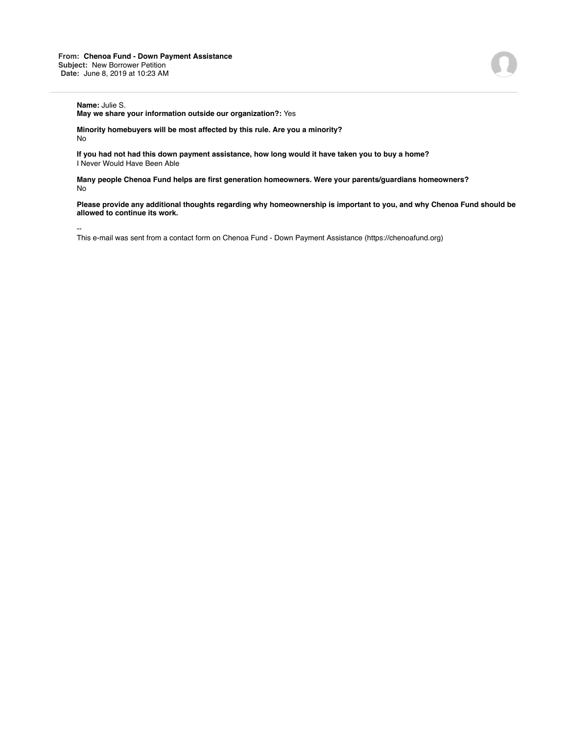**From:** **Chenoa Fund - Down Payment Assistance**
**Subject:** New Borrower Petition
**Date:** June 8, 2019 at 10:23 AM

---

**Name:** Julie S.
**May we share your information outside our organization?:** Yes

**Minority homebuyers will be most affected by this rule. Are you a minority?**
No

**If you had not had this down payment assistance, how long would it have taken you to buy a home?**
I Never Would Have Been Able

**Many people Chenoa Fund helps are first generation homeowners. Were your parents/guardians homeowners?**
No

**Please provide any additional thoughts regarding why homeownership is important to you, and why Chenoa Fund should be allowed to continue its work.**

--
This e-mail was sent from a contact form on Chenoa Fund - Down Payment Assistance (https://chenoafund.org)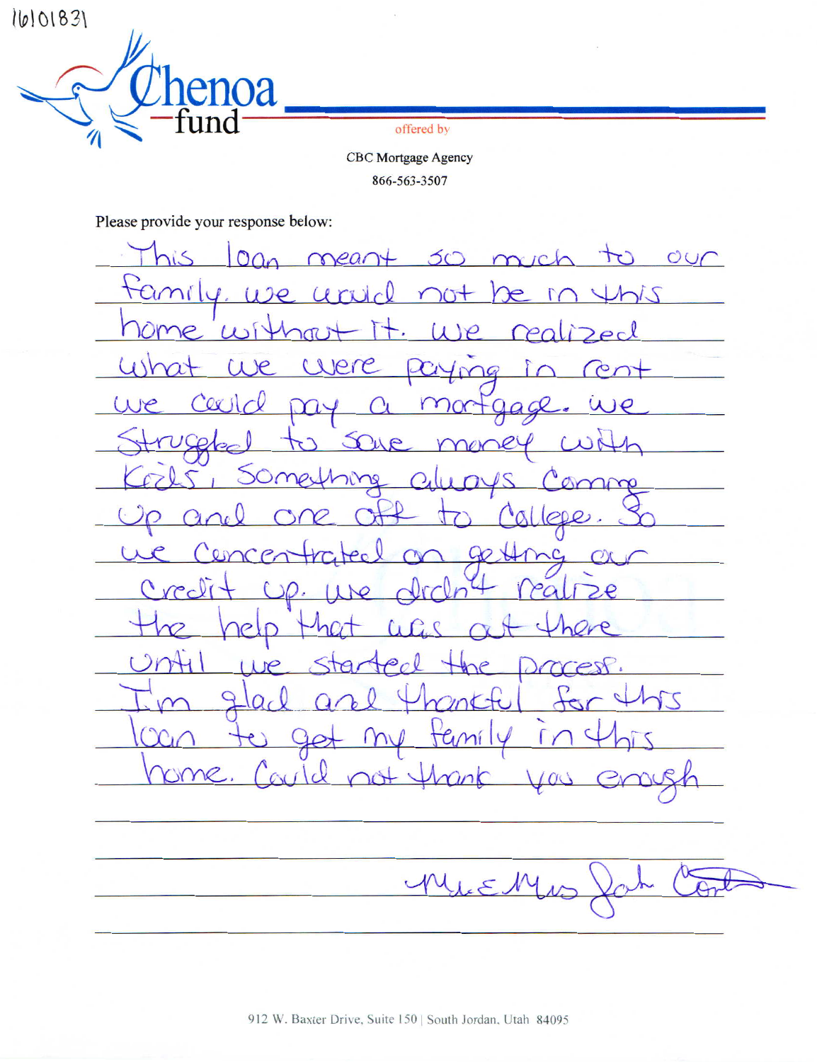16101831

# Chenoa fund

offered by

CBC Mortgage Agency

866-563-3507

Please provide your response below:

This loan meant so much to our family. we would not be in this home without it. We realized what we were paying in rent we could pay a mortgage. we Struggled to save money with kids, Something always coming up and one off to College. So we Concentrated on getting our Credit up. we didn't realize the help that was out there until we started the process. I'm glad and thankful for this loan to get my family in this home. Could not thank you enough

Mr. & Mrs. John Cont

912 W. Baxter Drive, Suite 150 | South Jordan, Utah 84095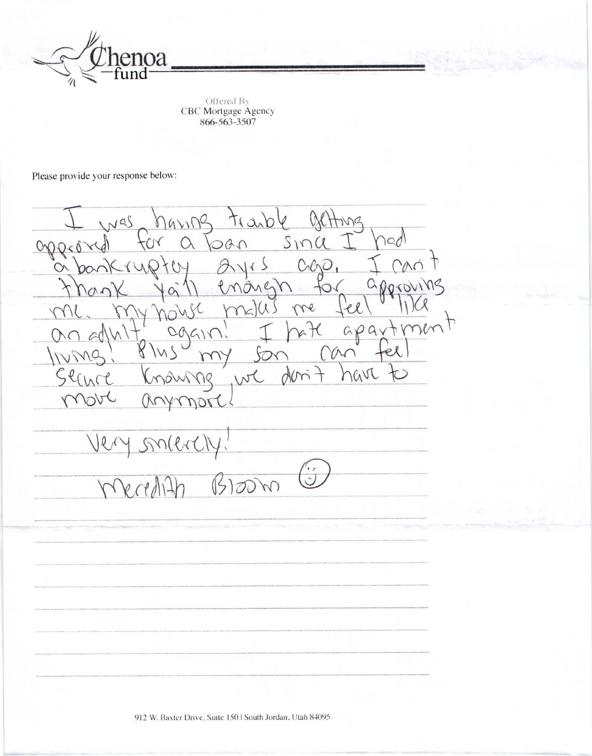Chenoa
fund

Offered By
CBC Mortgage Agency
866-563-3507

Please provide your response below:

I was having trouble getting approved for a loan since I had a bankruptcy 2yrs ago. I can't thank ya'll enough for approving me. My house makes me feel like an adult again! I hate apartment living! Plus my son can feel secure knowing we don't have to move anymore!

Very sincerely!

Meredith Bloom ☺

912 W. Baxter Drive, Suite 150 | South Jordan, Utah 84095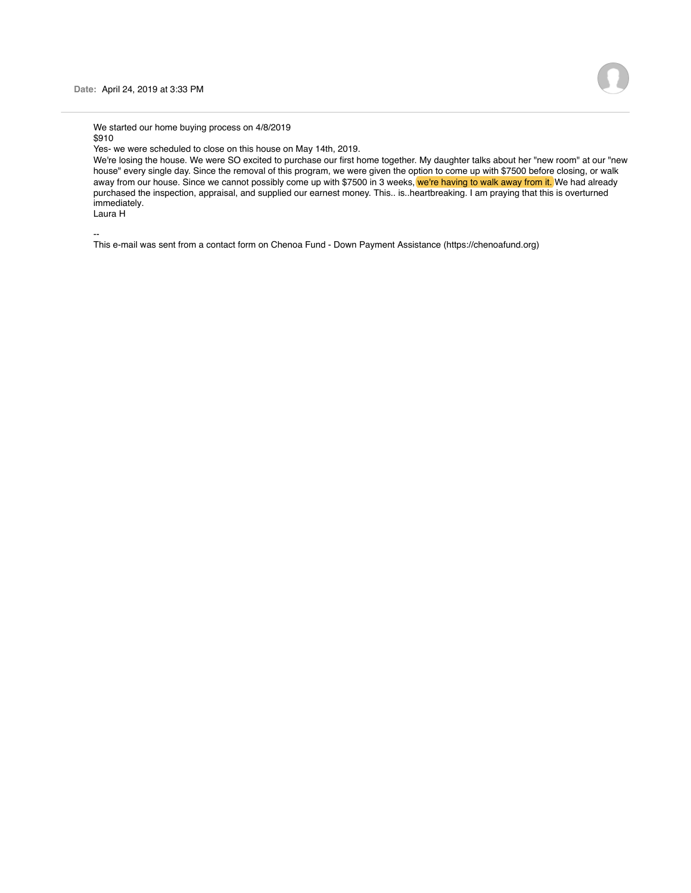**Date:** April 24, 2019 at 3:33 PM

We started our home buying process on 4/8/2019
$910
Yes- we were scheduled to close on this house on May 14th, 2019.
We're losing the house. We were SO excited to purchase our first home together. My daughter talks about her "new room" at our "new house" every single day. Since the removal of this program, we were given the option to come up with $7500 before closing, or walk away from our house. Since we cannot possibly come up with $7500 in 3 weeks, we're having to walk away from it. We had already purchased the inspection, appraisal, and supplied our earnest money. This.. is..heartbreaking. I am praying that this is overturned immediately.
Laura H

--
This e-mail was sent from a contact form on Chenoa Fund - Down Payment Assistance (https://chenoafund.org)